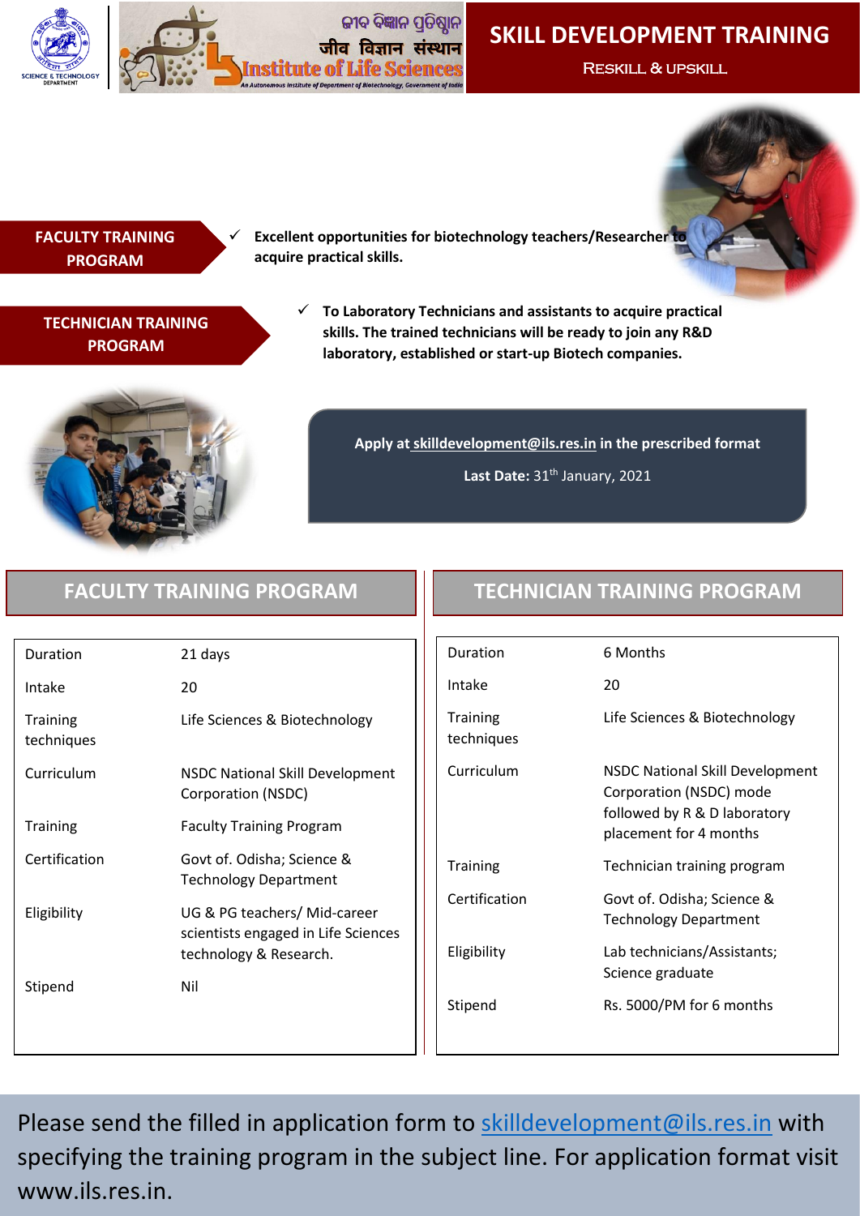ଜୀବ ବିଜ୍ଞାନ ପ୍ରତିଷ୍ଠାନ

जीव विज्ञान संस्थान

Institute of Life Sciences

An Autonomous Institute of Department of Biotechnology, Government of India

# SKILL DEVELOPMENT TRAINING

RESKILL & UPSKILL

**FACULTY TRAINING PROGRAM**

- ✓ **Excellent opportunities for biotechnology teachers/Researcher to acquire practical skills.**

**TECHNICIAN TRAINING PROGRAM**

- ✓ **To Laboratory Technicians and assistants to acquire practical skills. The trained technicians will be ready to join any R&D laboratory, established or start-up Biotech companies.**

**Apply at skilldevelopment@ils.res.in in the prescribed format**

**Last Date:** 31th January, 2021

## FACULTY TRAINING PROGRAM

| | |
|---|---|
| Duration | 21 days |
| Intake | 20 |
| Training techniques | Life Sciences & Biotechnology |
| Curriculum | NSDC National Skill Development Corporation (NSDC) |
| Training | Faculty Training Program |
| Certification | Govt of. Odisha; Science & Technology Department |
| Eligibility | UG & PG teachers/ Mid-career scientists engaged in Life Sciences technology & Research. |
| Stipend | Nil |

## TECHNICIAN TRAINING PROGRAM

| | |
|---|---|
| Duration | 6 Months |
| Intake | 20 |
| Training techniques | Life Sciences & Biotechnology |
| Curriculum | NSDC National Skill Development Corporation (NSDC) mode followed by R & D laboratory placement for 4 months |
| Training | Technician training program |
| Certification | Govt of. Odisha; Science & Technology Department |
| Eligibility | Lab technicians/Assistants; Science graduate |
| Stipend | Rs. 5000/PM for 6 months |

Please send the filled in application form to skilldevelopment@ils.res.in with specifying the training program in the subject line. For application format visit www.ils.res.in.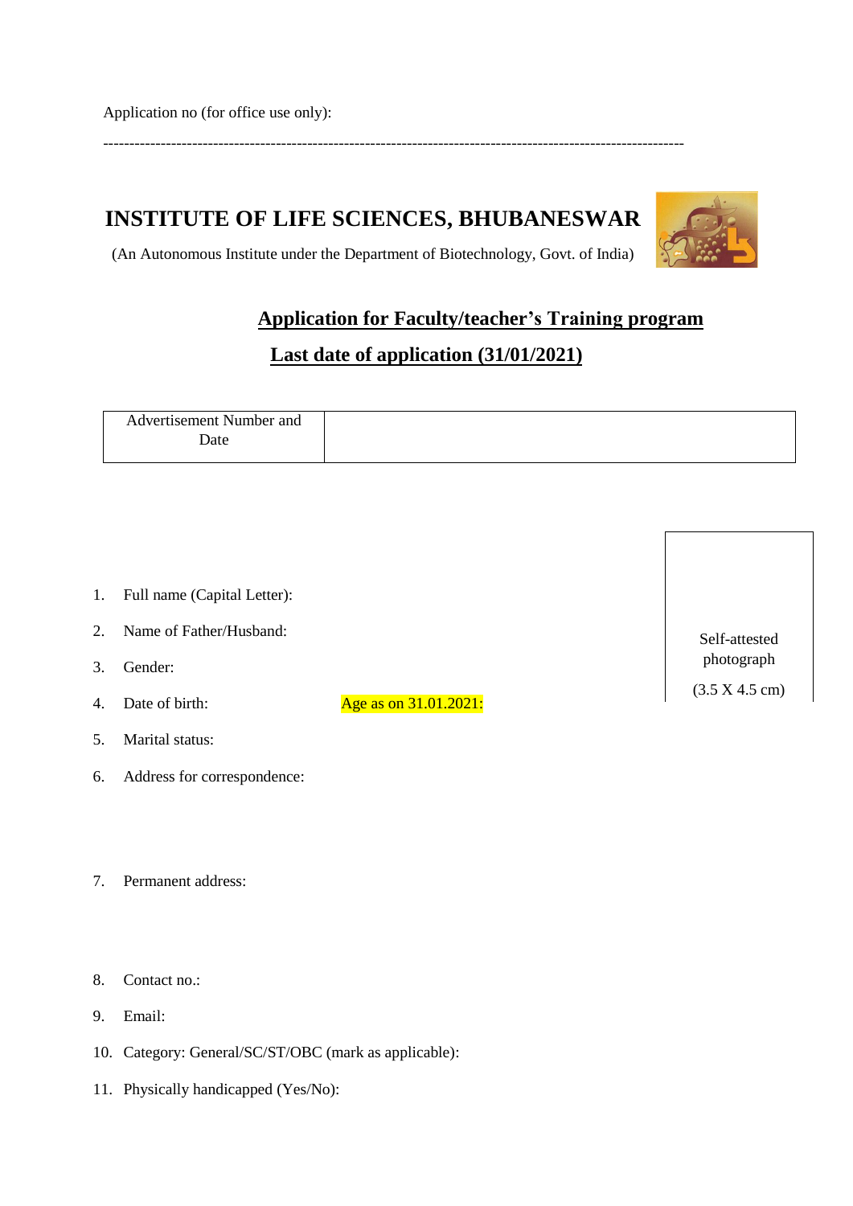Application no (for office use only):

---

# INSTITUTE OF LIFE SCIENCES, BHUBANESWAR

(An Autonomous Institute under the Department of Biotechnology, Govt. of India)

## Application for Faculty/teacher's Training program

## Last date of application (31/01/2021)

| Advertisement Number and Date | |
|---|---|

Self-attested photograph

(3.5 X 4.5 cm)

1. Full name (Capital Letter):
2. Name of Father/Husband:
3. Gender:
4. Date of birth: Age as on 31.01.2021:
5. Marital status:
6. Address for correspondence:
7. Permanent address:
8. Contact no.:
9. Email:
10. Category: General/SC/ST/OBC (mark as applicable):
11. Physically handicapped (Yes/No):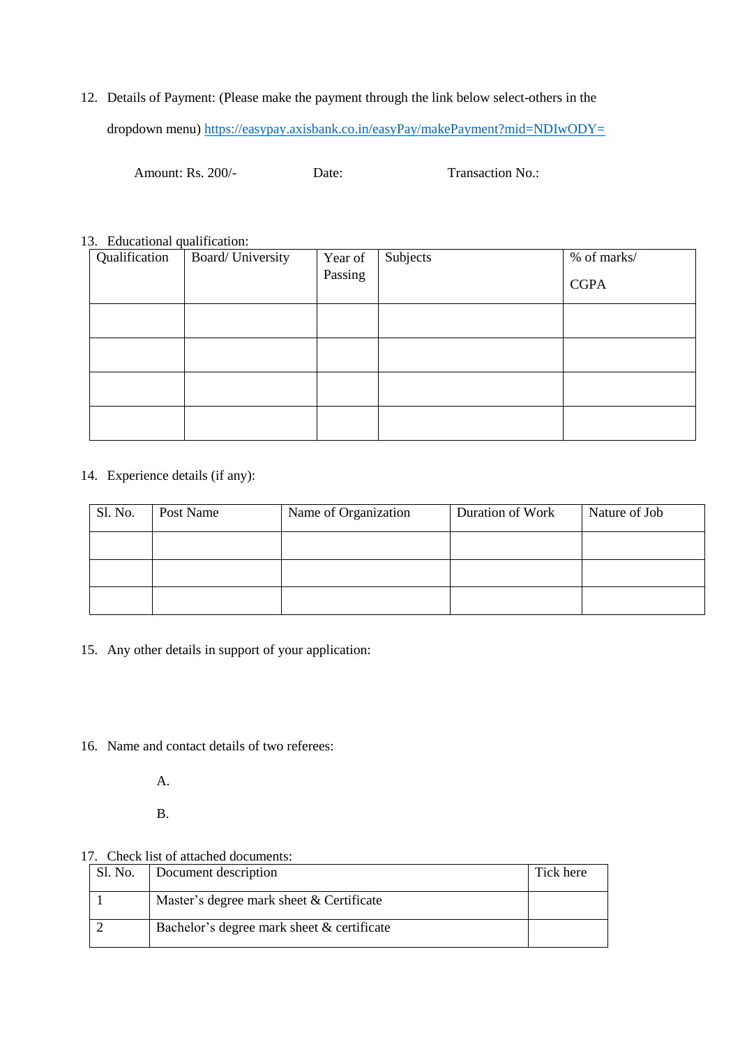12. Details of Payment: (Please make the payment through the link below select-others in the dropdown menu) https://easypay.axisbank.co.in/easyPay/makePayment?mid=NDIwODY=

    Amount: Rs. 200/-    Date:    Transaction No.:

13. Educational qualification:

| Qualification | Board/ University | Year of Passing | Subjects | % of marks/ CGPA |
|---|---|---|---|---|
| | | | | |
| | | | | |
| | | | | |
| | | | | |

14. Experience details (if any):

| Sl. No. | Post Name | Name of Organization | Duration of Work | Nature of Job |
|---|---|---|---|---|
| | | | | |
| | | | | |
| | | | | |

15. Any other details in support of your application:

16. Name and contact details of two referees:

    A.

    B.

17. Check list of attached documents:

| Sl. No. | Document description | Tick here |
|---|---|---|
| 1 | Master's degree mark sheet & Certificate | |
| 2 | Bachelor's degree mark sheet & certificate | |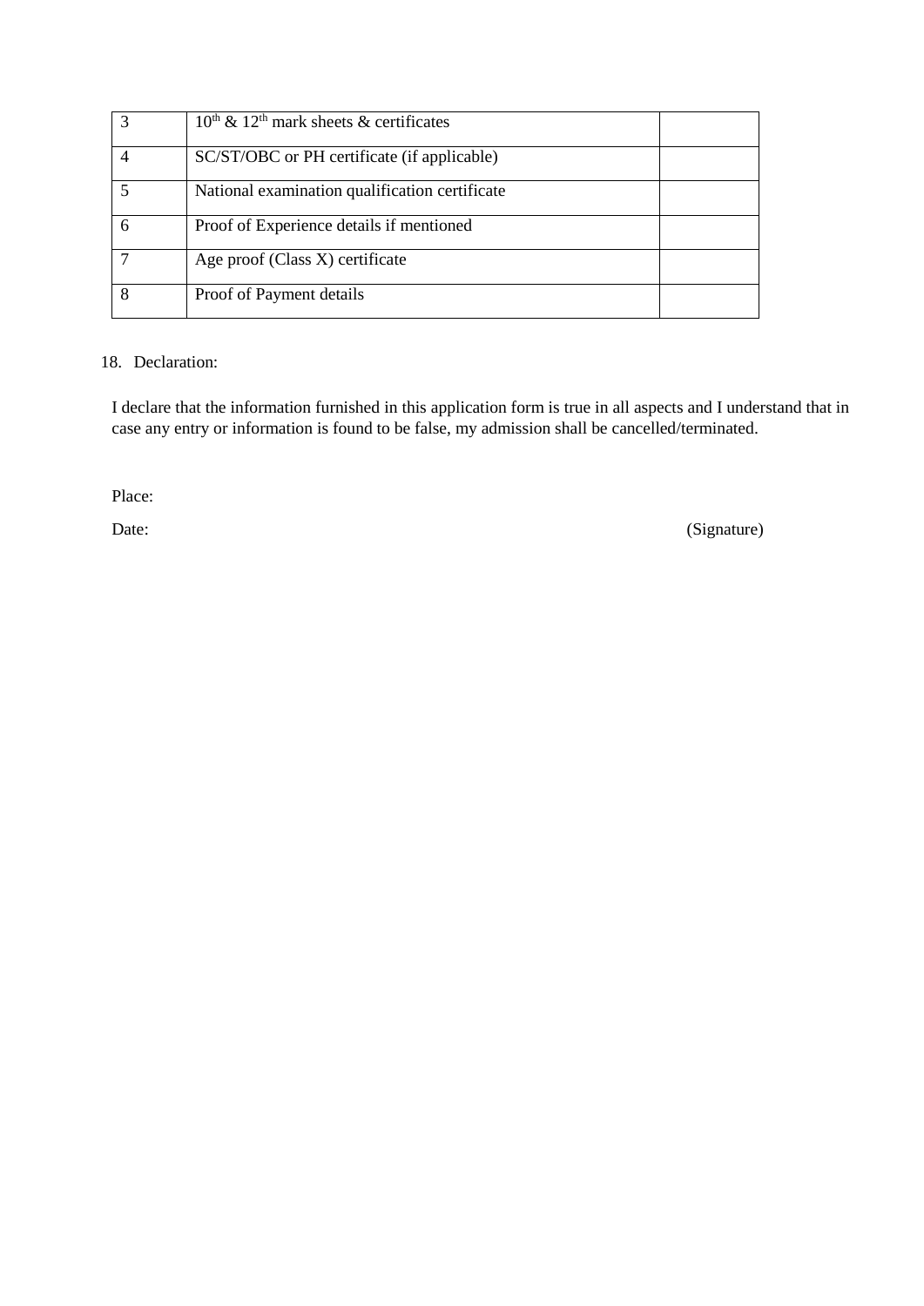| 3 | $10^{th}$ & $12^{th}$ mark sheets & certificates | |
|---|---|---|
| 4 | SC/ST/OBC or PH certificate (if applicable) | |
| 5 | National examination qualification certificate | |
| 6 | Proof of Experience details if mentioned | |
| 7 | Age proof (Class X) certificate | |
| 8 | Proof of Payment details | |

18. Declaration:

I declare that the information furnished in this application form is true in all aspects and I understand that in case any entry or information is found to be false, my admission shall be cancelled/terminated.

Place:

Date: (Signature)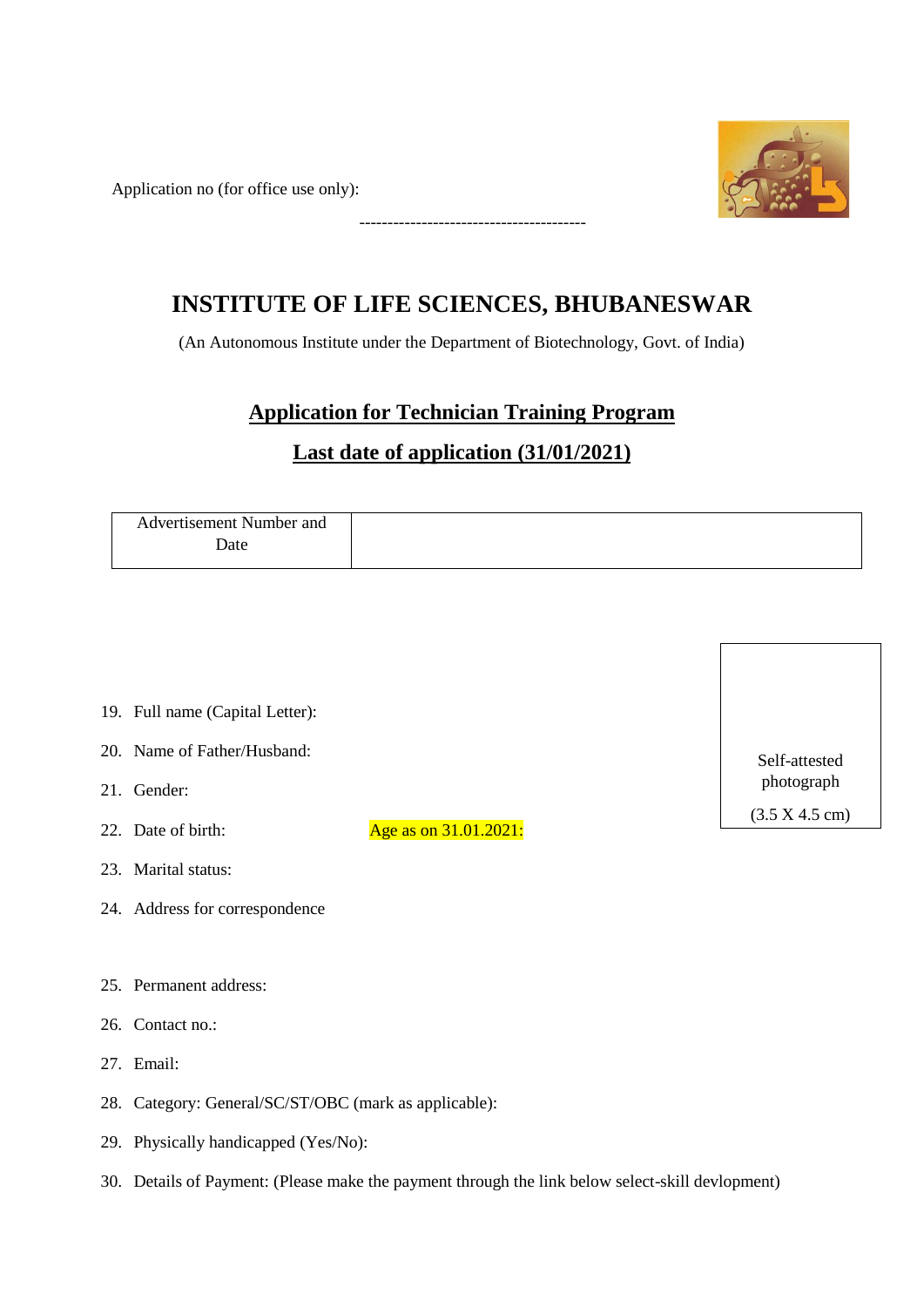Application no (for office use only): ----------------------------------------

# INSTITUTE OF LIFE SCIENCES, BHUBANESWAR

(An Autonomous Institute under the Department of Biotechnology, Govt. of India)

## Application for Technician Training Program

## Last date of application (31/01/2021)

| Advertisement Number and Date | |
|---|---|

Self-attested photograph

(3.5 X 4.5 cm)

19. Full name (Capital Letter):
20. Name of Father/Husband:
21. Gender:
22. Date of birth: Age as on 31.01.2021:
23. Marital status:
24. Address for correspondence
25. Permanent address:
26. Contact no.:
27. Email:
28. Category: General/SC/ST/OBC (mark as applicable):
29. Physically handicapped (Yes/No):
30. Details of Payment: (Please make the payment through the link below select-skill devlopment)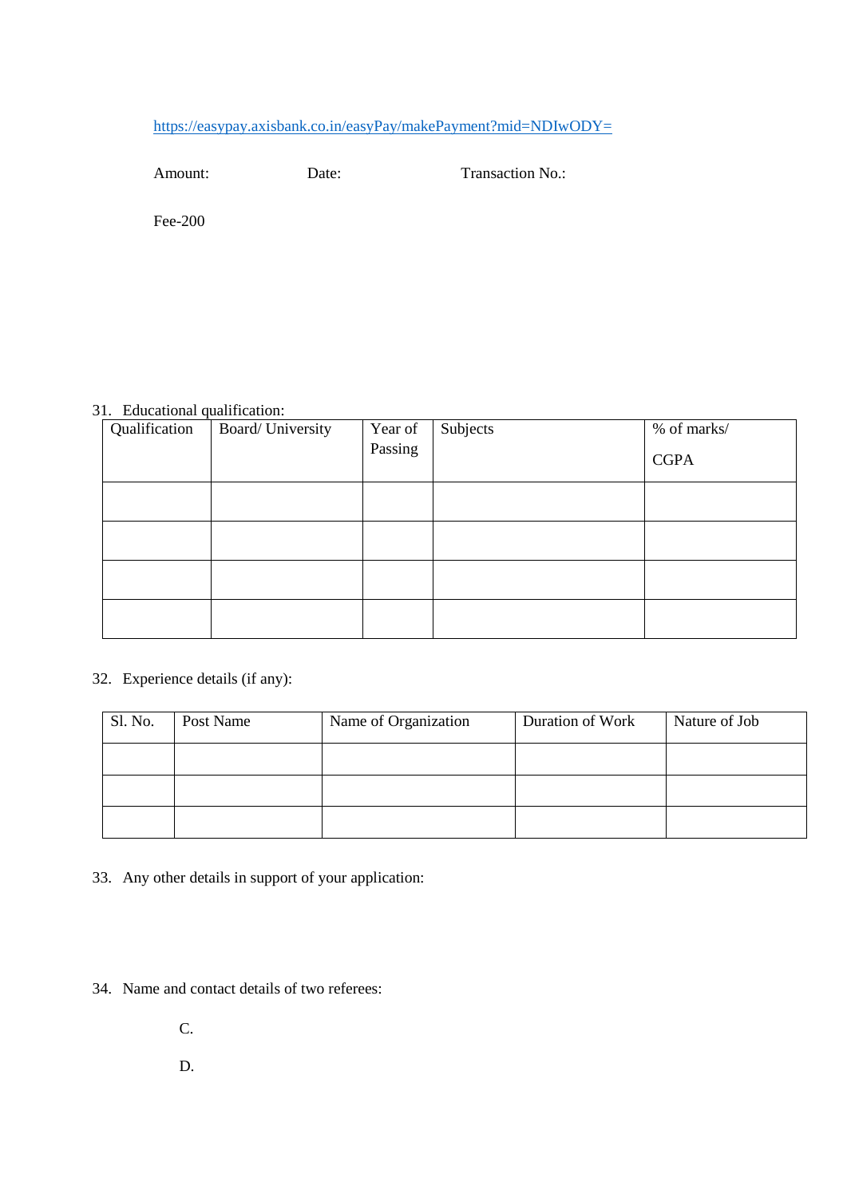https://easypay.axisbank.co.in/easyPay/makePayment?mid=NDIwODY=

Amount: Date: Transaction No.:

Fee-200

31. Educational qualification:

| Qualification | Board/ University | Year of Passing | Subjects | % of marks/ CGPA |
|---|---|---|---|---|
| | | | | |
| | | | | |
| | | | | |
| | | | | |

32. Experience details (if any):

| Sl. No. | Post Name | Name of Organization | Duration of Work | Nature of Job |
|---|---|---|---|---|
| | | | | |
| | | | | |
| | | | | |

33. Any other details in support of your application:

34. Name and contact details of two referees:

C.

D.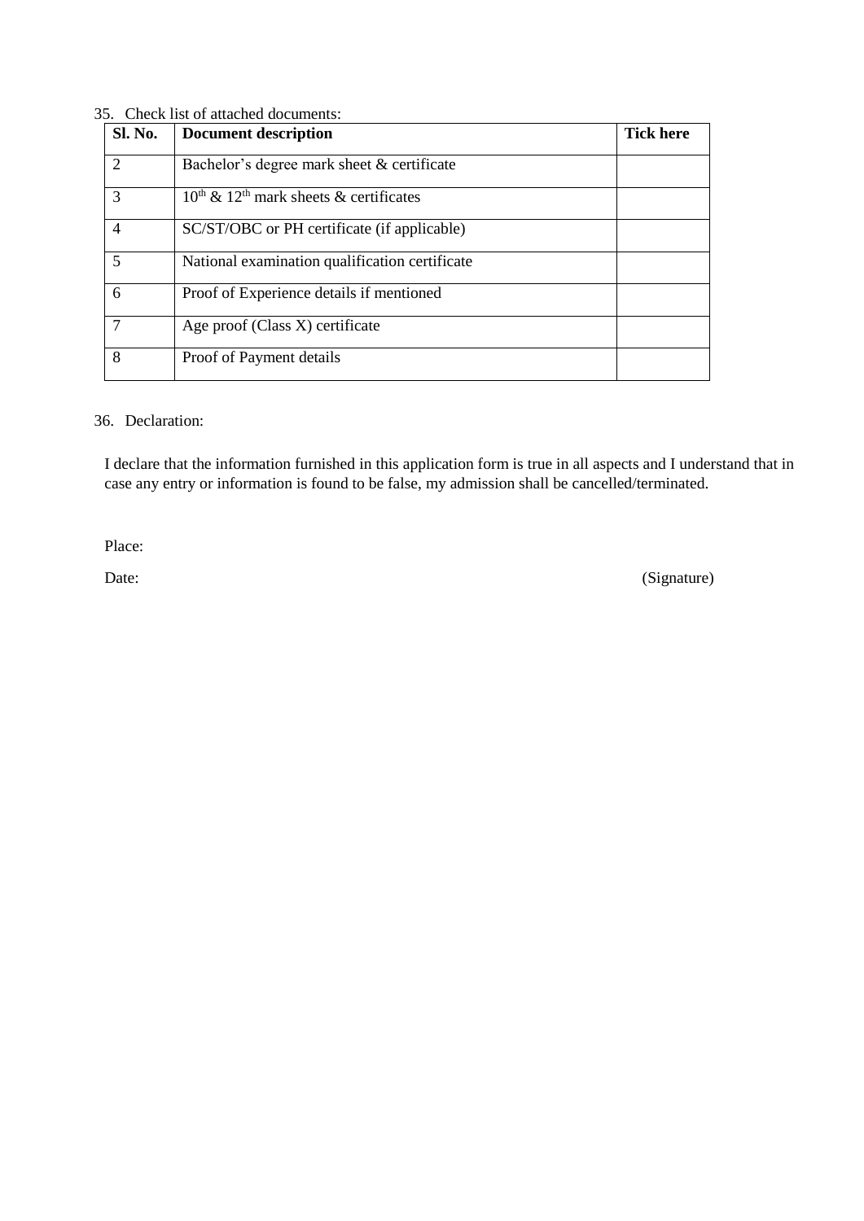35. Check list of attached documents:

| Sl. No. | Document description | Tick here |
|---|---|---|
| 2 | Bachelor's degree mark sheet & certificate | |
| 3 | 10th & 12th mark sheets & certificates | |
| 4 | SC/ST/OBC or PH certificate (if applicable) | |
| 5 | National examination qualification certificate | |
| 6 | Proof of Experience details if mentioned | |
| 7 | Age proof (Class X) certificate | |
| 8 | Proof of Payment details | |

36. Declaration:

I declare that the information furnished in this application form is true in all aspects and I understand that in case any entry or information is found to be false, my admission shall be cancelled/terminated.

Place:

Date: (Signature)